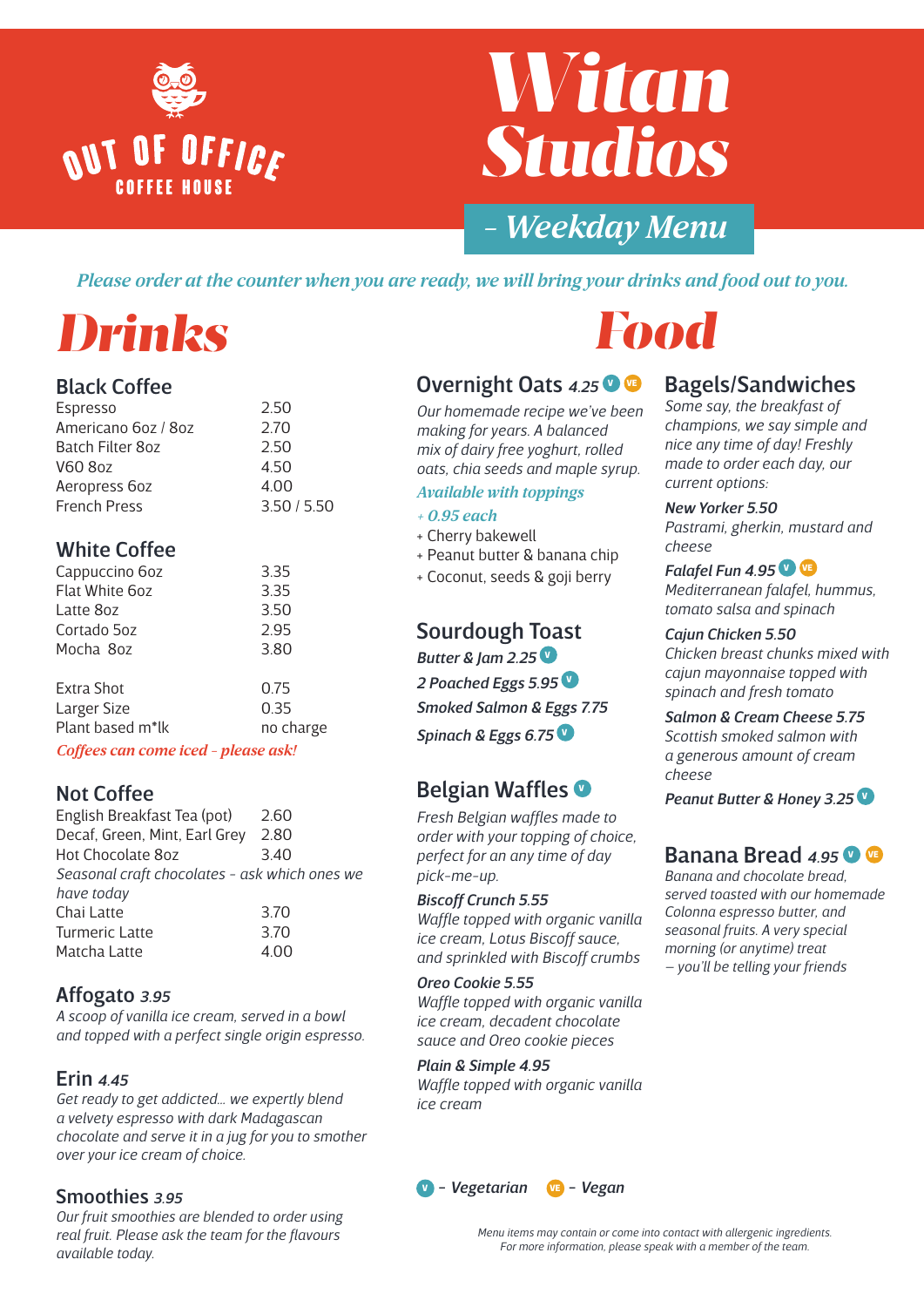# OUT OF OFFICE COFFEE HOUSE

# Witan Studios

## – Weekday Menu

*Please order at the counter when you are ready, we will bring your drinks and food out to you.*

# Drinks

### Black Coffee

| | |
|---|---|
| Espresso | 2.50 |
| Americano 6oz / 8oz | 2.70 |
| Batch Filter 8oz | 2.50 |
| V60 8oz | 4.50 |
| Aeropress 6oz | 4.00 |
| French Press | 3.50 / 5.50 |

### White Coffee

| | |
|---|---|
| Cappuccino 6oz | 3.35 |
| Flat White 6oz | 3.35 |
| Latte 8oz | 3.50 |
| Cortado 5oz | 2.95 |
| Mocha 8oz | 3.80 |
| Extra Shot | 0.75 |
| Larger Size | 0.35 |
| Plant based m*lk | no charge |

*Coffees can come iced – please ask!*

### Not Coffee

| | |
|---|---|
| English Breakfast Tea (pot) | 2.60 |
| Decaf, Green, Mint, Earl Grey | 2.80 |
| Hot Chocolate 8oz | 3.40 |

*Seasonal craft chocolates - ask which ones we have today*

| | |
|---|---|
| Chai Latte | 3.70 |
| Turmeric Latte | 3.70 |
| Matcha Latte | 4.00 |

### Affogato *3.95*

*A scoop of vanilla ice cream, served in a bowl and topped with a perfect single origin espresso.*

### Erin *4.45*

*Get ready to get addicted... we expertly blend a velvety espresso with dark Madagascan chocolate and serve it in a jug for you to smother over your ice cream of choice.*

### Smoothies *3.95*

*Our fruit smoothies are blended to order using real fruit. Please ask the team for the flavours available today.*

# Food

### Overnight Oats *4.25* (V) (VE)

*Our homemade recipe we've been making for years. A balanced mix of dairy free yoghurt, rolled oats, chia seeds and maple syrup.*

*Available with toppings*

*+ 0.95 each*

- + Cherry bakewell
- + Peanut butter & banana chip
- + Coconut, seeds & goji berry

### Sourdough Toast

***Butter & Jam 2.25*** (V)

***2 Poached Eggs 5.95*** (V)

***Smoked Salmon & Eggs 7.75***

***Spinach & Eggs 6.75*** (V)

### Belgian Waffles (V)

*Fresh Belgian waffles made to order with your topping of choice, perfect for an any time of day pick-me-up.*

***Biscoff Crunch 5.55***
*Waffle topped with organic vanilla ice cream, Lotus Biscoff sauce, and sprinkled with Biscoff crumbs*

***Oreo Cookie 5.55***
*Waffle topped with organic vanilla ice cream, decadent chocolate sauce and Oreo cookie pieces*

***Plain & Simple 4.95***
*Waffle topped with organic vanilla ice cream*

### Bagels/Sandwiches

*Some say, the breakfast of champions, we say simple and nice any time of day! Freshly made to order each day, our current options:*

***New Yorker 5.50***
*Pastrami, gherkin, mustard and cheese*

***Falafel Fun 4.95*** (V) (VE)
*Mediterranean falafel, hummus, tomato salsa and spinach*

***Cajun Chicken 5.50***
*Chicken breast chunks mixed with cajun mayonnaise topped with spinach and fresh tomato*

***Salmon & Cream Cheese 5.75***
*Scottish smoked salmon with a generous amount of cream cheese*

***Peanut Butter & Honey 3.25*** (V)

### Banana Bread *4.95* (V) (VE)

*Banana and chocolate bread, served toasted with our homemade Colonna espresso butter, and seasonal fruits. A very special morning (or anytime) treat – you'll be telling your friends*

(V) – *Vegetarian* (VE) – *Vegan*

*Menu items may contain or come into contact with allergenic ingredients. For more information, please speak with a member of the team.*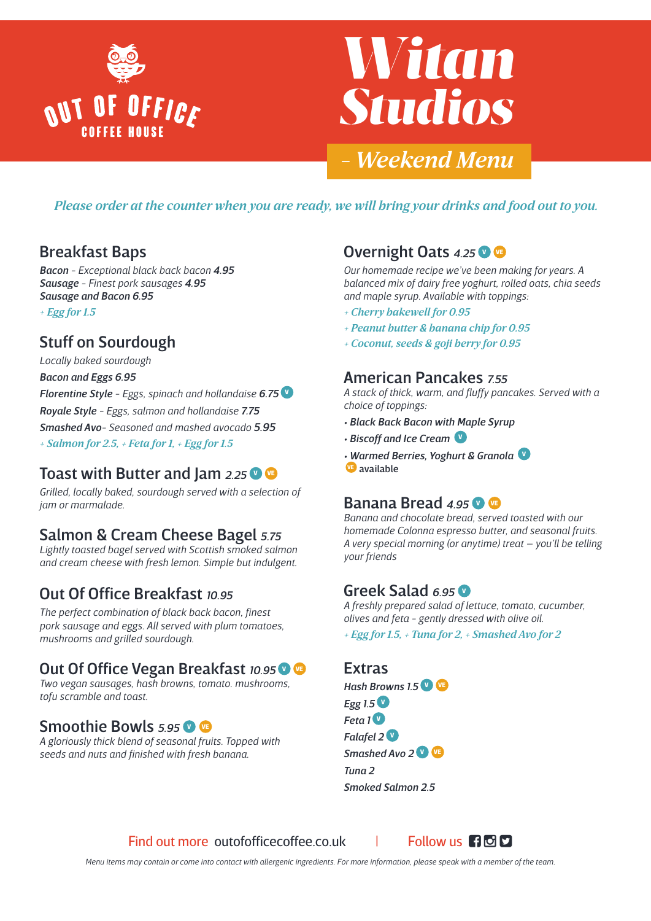OUT OF OFFICE
COFFEE HOUSE

# Witan Studios

## – Weekend Menu

*Please order at the counter when you are ready, we will bring your drinks and food out to you.*

## Breakfast Baps

***Bacon*** *- Exceptional black back bacon* ***4.95***
***Sausage*** *- Finest pork sausages* ***4.95***
***Sausage and Bacon 6.95***
*+ Egg for 1.5*

## Stuff on Sourdough

*Locally baked sourdough*
***Bacon and Eggs 6.95***
***Florentine Style*** *- Eggs, spinach and hollandaise* ***6.75*** V
***Royale Style*** *- Eggs, salmon and hollandaise* ***7.75***
***Smashed Avo*** *- Seasoned and mashed avocado* ***5.95***
*+ Salmon for 2.5, + Feta for 1, + Egg for 1.5*

## Toast with Butter and Jam *2.25* V VE

*Grilled, locally baked, sourdough served with a selection of jam or marmalade.*

## Salmon & Cream Cheese Bagel *5.75*

*Lightly toasted bagel served with Scottish smoked salmon and cream cheese with fresh lemon. Simple but indulgent.*

## Out Of Office Breakfast *10.95*

*The perfect combination of black back bacon, finest pork sausage and eggs. All served with plum tomatoes, mushrooms and grilled sourdough.*

## Out Of Office Vegan Breakfast *10.95* V VE

*Two vegan sausages, hash browns, tomato. mushrooms, tofu scramble and toast.*

## Smoothie Bowls *5.95* V VE

*A gloriously thick blend of seasonal fruits. Topped with seeds and nuts and finished with fresh banana.*

## Overnight Oats *4.25* V VE

*Our homemade recipe we've been making for years. A balanced mix of dairy free yoghurt, rolled oats, chia seeds and maple syrup. Available with toppings:*
*+ Cherry bakewell for 0.95*
*+ Peanut butter & banana chip for 0.95*
*+ Coconut, seeds & goji berry for 0.95*

## American Pancakes *7.55*

*A stack of thick, warm, and fluffy pancakes. Served with a choice of toppings:*

- ***Black Back Bacon with Maple Syrup***
- ***Biscoff and Ice Cream*** V
- ***Warmed Berries, Yoghurt & Granola*** V

VE **available**

## Banana Bread *4.95* V VE

*Banana and chocolate bread, served toasted with our homemade Colonna espresso butter, and seasonal fruits. A very special morning (or anytime) treat – you'll be telling your friends*

## Greek Salad *6.95* V

*A freshly prepared salad of lettuce, tomato, cucumber, olives and feta - gently dressed with olive oil.*
*+ Egg for 1.5, + Tuna for 2, + Smashed Avo for 2*

## Extras

***Hash Browns 1.5*** V VE
***Egg 1.5*** V
***Feta 1*** V
***Falafel 2*** V
***Smashed Avo 2*** V VE
***Tuna 2***
***Smoked Salmon 2.5***

Find out more outofofficecoffee.co.uk | Follow us

*Menu items may contain or come into contact with allergenic ingredients. For more information, please speak with a member of the team.*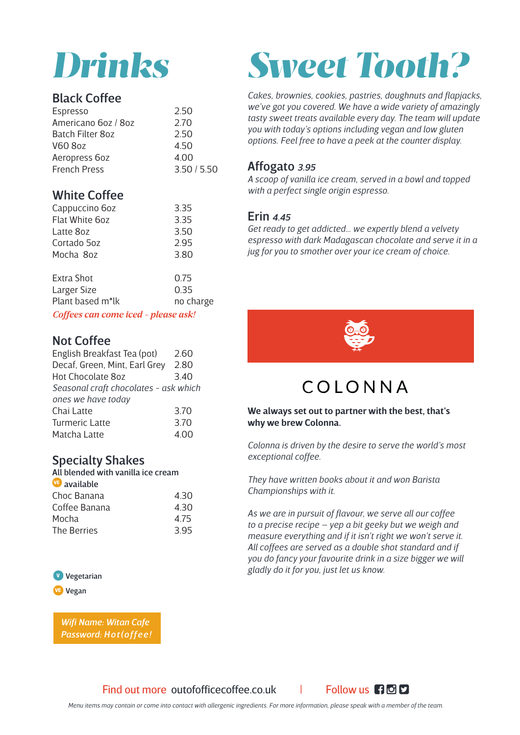# Drinks

## Black Coffee

| | |
|---|---|
| Espresso | 2.50 |
| Americano 6oz / 8oz | 2.70 |
| Batch Filter 8oz | 2.50 |
| V60 8oz | 4.50 |
| Aeropress 6oz | 4.00 |
| French Press | 3.50 / 5.50 |

## White Coffee

| | |
|---|---|
| Cappuccino 6oz | 3.35 |
| Flat White 6oz | 3.35 |
| Latte 8oz | 3.50 |
| Cortado 5oz | 2.95 |
| Mocha 8oz | 3.80 |

| | |
|---|---|
| Extra Shot | 0.75 |
| Larger Size | 0.35 |
| Plant based m*lk | no charge |

*Coffees can come iced - please ask!*

## Not Coffee

| | |
|---|---|
| English Breakfast Tea (pot) | 2.60 |
| Decaf, Green, Mint, Earl Grey | 2.80 |
| Hot Chocolate 8oz | 3.40 |

*Seasonal craft chocolates - ask which ones we have today*

| | |
|---|---|
| Chai Latte | 3.70 |
| Turmeric Latte | 3.70 |
| Matcha Latte | 4.00 |

## Specialty Shakes

**All blended with vanilla ice cream**
**VE available**

| | |
|---|---|
| Choc Banana | 4.30 |
| Coffee Banana | 4.30 |
| Mocha | 4.75 |
| The Berries | 3.95 |

V Vegetarian
VE Vegan

*Wifi Name: Witan Cafe*
*Password: Hot(offee!*

# Sweet Tooth?

*Cakes, brownies, cookies, pastries, doughnuts and flapjacks, we've got you covered. We have a wide variety of amazingly tasty sweet treats available every day. The team will update you with today's options including vegan and low gluten options. Feel free to have a peek at the counter display.*

## Affogato *3.95*

*A scoop of vanilla ice cream, served in a bowl and topped with a perfect single origin espresso.*

## Erin *4.45*

*Get ready to get addicted... we expertly blend a velvety espresso with dark Madagascan chocolate and serve it in a jug for you to smother over your ice cream of choice.*

COLONNA

**We always set out to partner with the best, that's why we brew Colonna.**

*Colonna is driven by the desire to serve the world's most exceptional coffee.*

*They have written books about it and won Barista Championships with it.*

*As we are in pursuit of flavour, we serve all our coffee to a precise recipe – yep a bit geeky but we weigh and measure everything and if it isn't right we won't serve it. All coffees are served as a double shot standard and if you do fancy your favourite drink in a size bigger we will gladly do it for you, just let us know.*

Find out more outofofficecoffee.co.uk | Follow us

*Menu items may contain or come into contact with allergenic ingredients. For more information, please speak with a member of the team.*